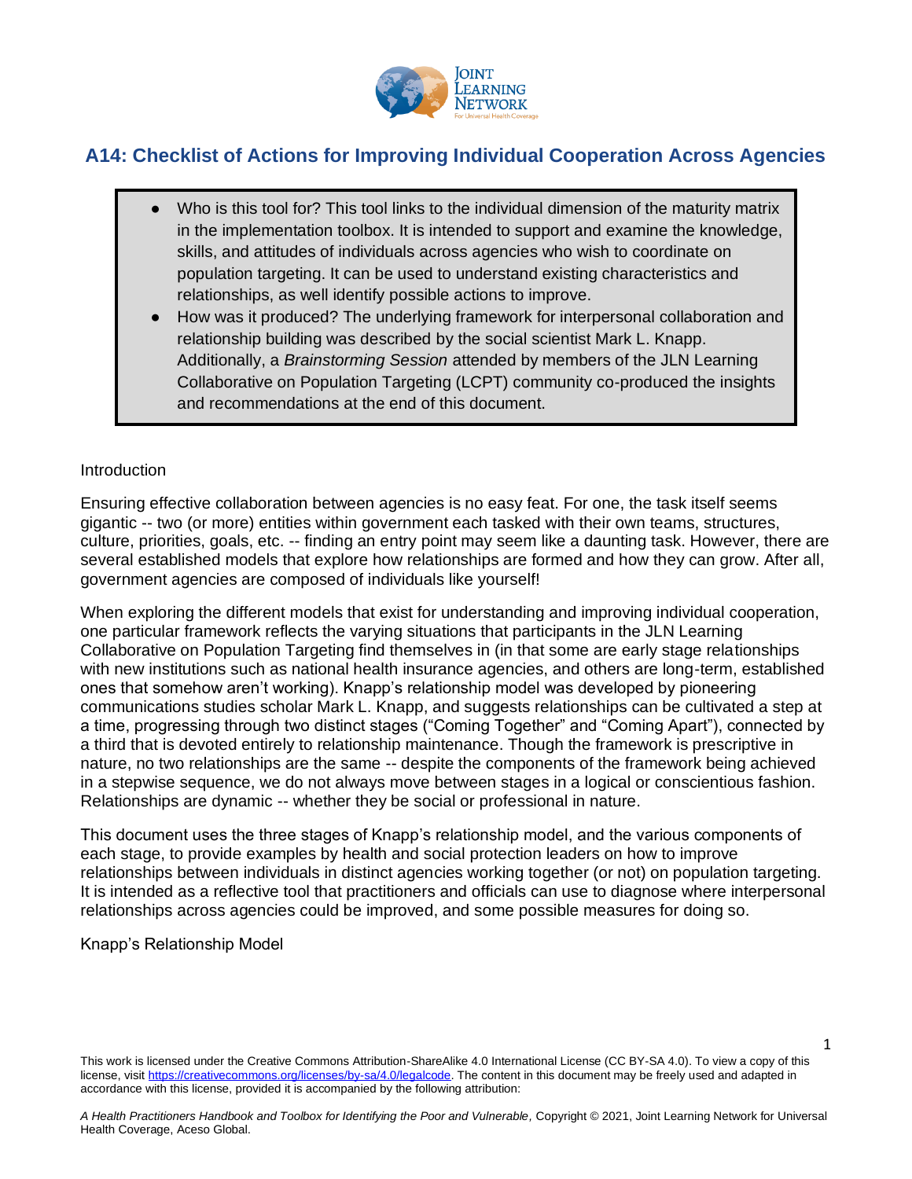# A14: Checklist of Actions for Improving Individual Cooperation Across Agencies

- Who is this tool for? This tool links to the individual dimension of the maturity matrix in the implementation toolbox. It is intended to support and examine the knowledge, skills, and attitudes of individuals across agencies who wish to coordinate on population targeting. It can be used to understand existing characteristics and relationships, as well identify possible actions to improve.
- How was it produced? The underlying framework for interpersonal collaboration and relationship building was described by the social scientist Mark L. Knapp. Additionally, a *Brainstorming Session* attended by members of the JLN Learning Collaborative on Population Targeting (LCPT) community co-produced the insights and recommendations at the end of this document.

## Introduction

Ensuring effective collaboration between agencies is no easy feat. For one, the task itself seems gigantic -- two (or more) entities within government each tasked with their own teams, structures, culture, priorities, goals, etc. -- finding an entry point may seem like a daunting task. However, there are several established models that explore how relationships are formed and how they can grow. After all, government agencies are composed of individuals like yourself!

When exploring the different models that exist for understanding and improving individual cooperation, one particular framework reflects the varying situations that participants in the JLN Learning Collaborative on Population Targeting find themselves in (in that some are early stage relationships with new institutions such as national health insurance agencies, and others are long-term, established ones that somehow aren't working). Knapp's relationship model was developed by pioneering communications studies scholar Mark L. Knapp, and suggests relationships can be cultivated a step at a time, progressing through two distinct stages ("Coming Together" and "Coming Apart"), connected by a third that is devoted entirely to relationship maintenance. Though the framework is prescriptive in nature, no two relationships are the same -- despite the components of the framework being achieved in a stepwise sequence, we do not always move between stages in a logical or conscientious fashion. Relationships are dynamic -- whether they be social or professional in nature.

This document uses the three stages of Knapp's relationship model, and the various components of each stage, to provide examples by health and social protection leaders on how to improve relationships between individuals in distinct agencies working together (or not) on population targeting. It is intended as a reflective tool that practitioners and officials can use to diagnose where interpersonal relationships across agencies could be improved, and some possible measures for doing so.

## Knapp's Relationship Model

This work is licensed under the Creative Commons Attribution-ShareAlike 4.0 International License (CC BY-SA 4.0). To view a copy of this license, visit https://creativecommons.org/licenses/by-sa/4.0/legalcode. The content in this document may be freely used and adapted in accordance with this license, provided it is accompanied by the following attribution:

*A Health Practitioners Handbook and Toolbox for Identifying the Poor and Vulnerable,* Copyright © 2021, Joint Learning Network for Universal Health Coverage, Aceso Global.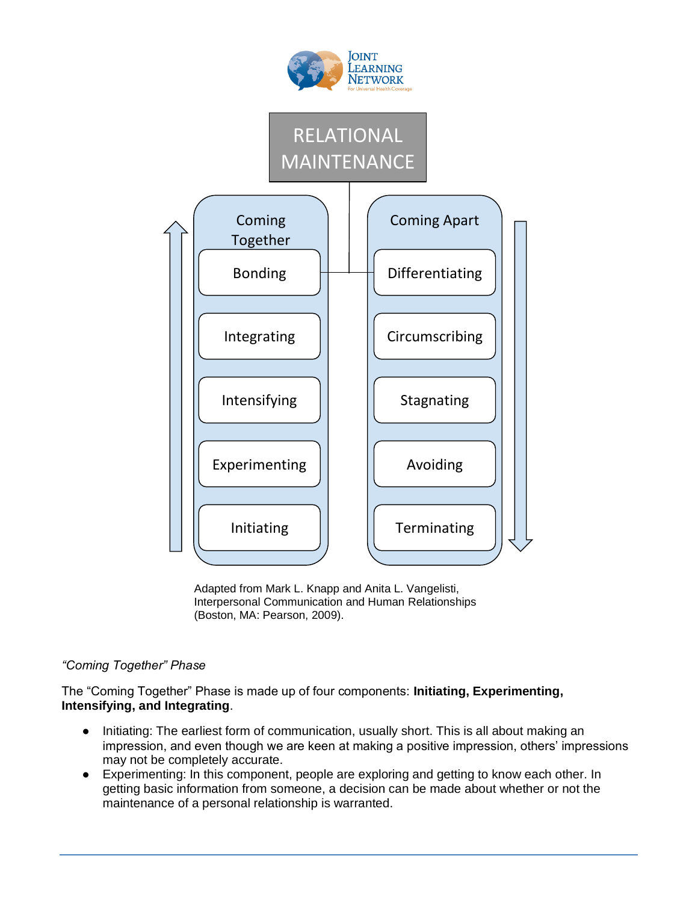*"Coming Together" Phase*

The "Coming Together" Phase is made up of four components: **Initiating, Experimenting, Intensifying, and Integrating**.

- Initiating: The earliest form of communication, usually short. This is all about making an impression, and even though we are keen at making a positive impression, others' impressions may not be completely accurate.
- Experimenting: In this component, people are exploring and getting to know each other. In getting basic information from someone, a decision can be made about whether or not the maintenance of a personal relationship is warranted.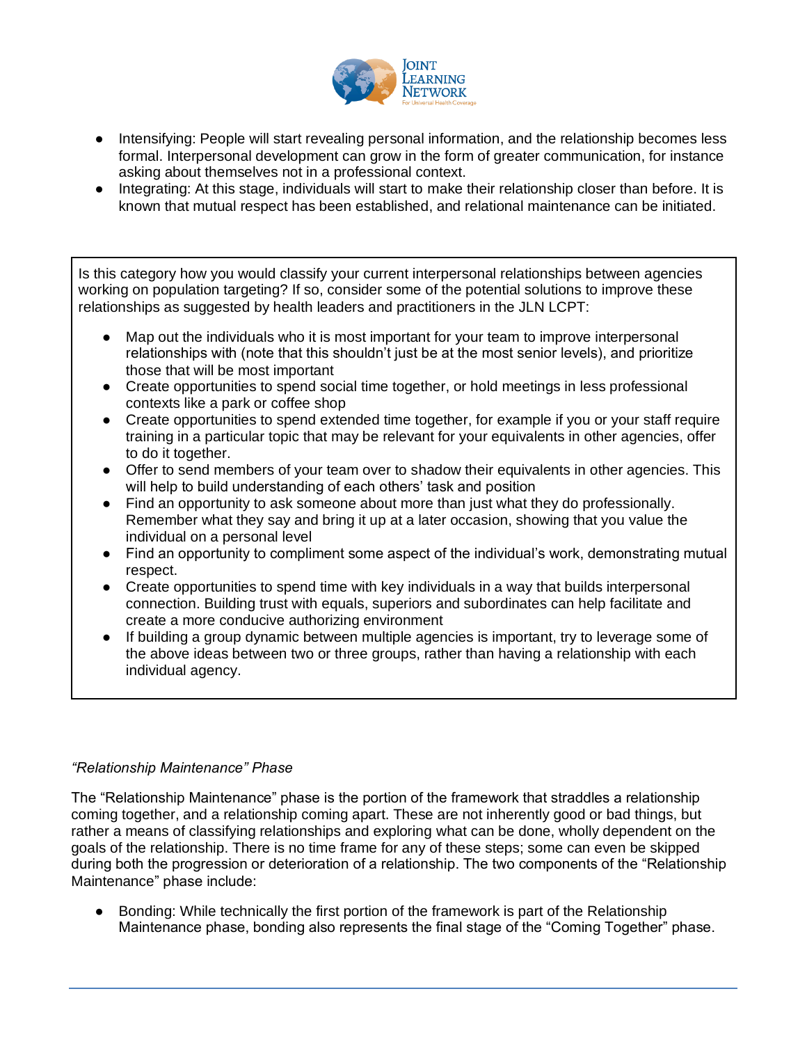- Intensifying: People will start revealing personal information, and the relationship becomes less formal. Interpersonal development can grow in the form of greater communication, for instance asking about themselves not in a professional context.
- Integrating: At this stage, individuals will start to make their relationship closer than before. It is known that mutual respect has been established, and relational maintenance can be initiated.

> Is this category how you would classify your current interpersonal relationships between agencies working on population targeting? If so, consider some of the potential solutions to improve these relationships as suggested by health leaders and practitioners in the JLN LCPT:
>
> - Map out the individuals who it is most important for your team to improve interpersonal relationships with (note that this shouldn't just be at the most senior levels), and prioritize those that will be most important
> - Create opportunities to spend social time together, or hold meetings in less professional contexts like a park or coffee shop
> - Create opportunities to spend extended time together, for example if you or your staff require training in a particular topic that may be relevant for your equivalents in other agencies, offer to do it together.
> - Offer to send members of your team over to shadow their equivalents in other agencies. This will help to build understanding of each others' task and position
> - Find an opportunity to ask someone about more than just what they do professionally. Remember what they say and bring it up at a later occasion, showing that you value the individual on a personal level
> - Find an opportunity to compliment some aspect of the individual's work, demonstrating mutual respect.
> - Create opportunities to spend time with key individuals in a way that builds interpersonal connection. Building trust with equals, superiors and subordinates can help facilitate and create a more conducive authorizing environment
> - If building a group dynamic between multiple agencies is important, try to leverage some of the above ideas between two or three groups, rather than having a relationship with each individual agency.

*"Relationship Maintenance" Phase*

The "Relationship Maintenance" phase is the portion of the framework that straddles a relationship coming together, and a relationship coming apart. These are not inherently good or bad things, but rather a means of classifying relationships and exploring what can be done, wholly dependent on the goals of the relationship. There is no time frame for any of these steps; some can even be skipped during both the progression or deterioration of a relationship. The two components of the "Relationship Maintenance" phase include:

- Bonding: While technically the first portion of the framework is part of the Relationship Maintenance phase, bonding also represents the final stage of the "Coming Together" phase.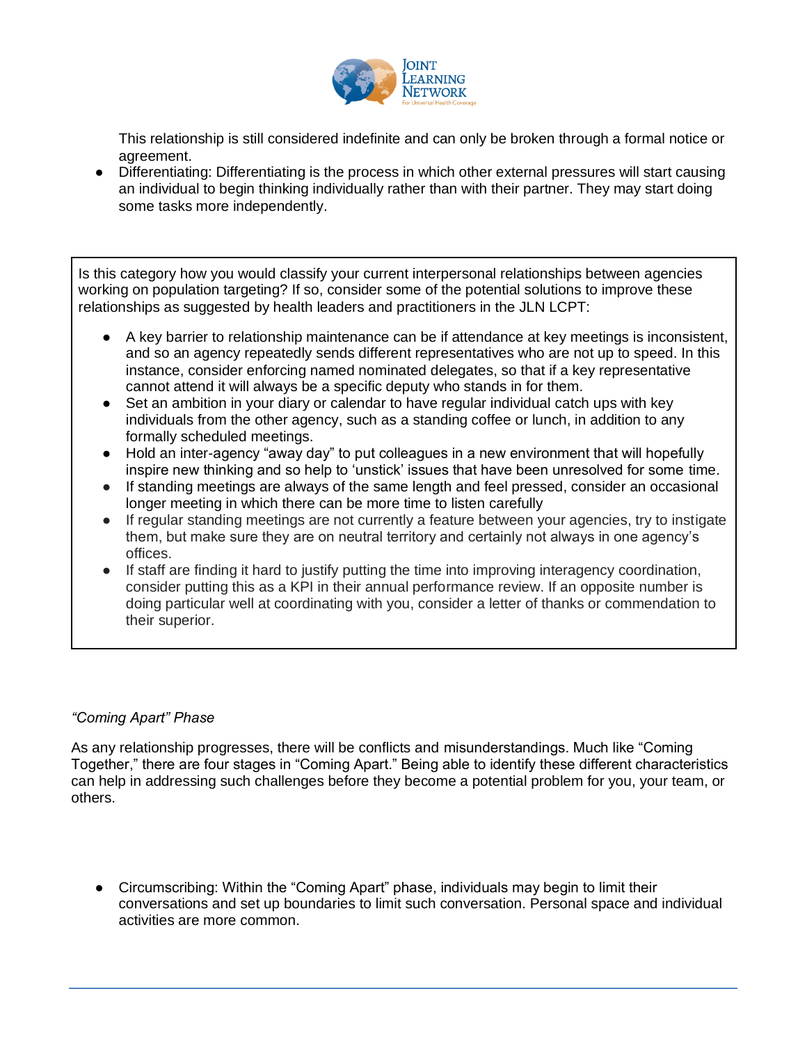This relationship is still considered indefinite and can only be broken through a formal notice or agreement.

- Differentiating: Differentiating is the process in which other external pressures will start causing an individual to begin thinking individually rather than with their partner. They may start doing some tasks more independently.

Is this category how you would classify your current interpersonal relationships between agencies working on population targeting? If so, consider some of the potential solutions to improve these relationships as suggested by health leaders and practitioners in the JLN LCPT:

- A key barrier to relationship maintenance can be if attendance at key meetings is inconsistent, and so an agency repeatedly sends different representatives who are not up to speed. In this instance, consider enforcing named nominated delegates, so that if a key representative cannot attend it will always be a specific deputy who stands in for them.
- Set an ambition in your diary or calendar to have regular individual catch ups with key individuals from the other agency, such as a standing coffee or lunch, in addition to any formally scheduled meetings.
- Hold an inter-agency "away day" to put colleagues in a new environment that will hopefully inspire new thinking and so help to 'unstick' issues that have been unresolved for some time.
- If standing meetings are always of the same length and feel pressed, consider an occasional longer meeting in which there can be more time to listen carefully
- If regular standing meetings are not currently a feature between your agencies, try to instigate them, but make sure they are on neutral territory and certainly not always in one agency's offices.
- If staff are finding it hard to justify putting the time into improving interagency coordination, consider putting this as a KPI in their annual performance review. If an opposite number is doing particular well at coordinating with you, consider a letter of thanks or commendation to their superior.

*"Coming Apart" Phase*

As any relationship progresses, there will be conflicts and misunderstandings. Much like "Coming Together," there are four stages in "Coming Apart." Being able to identify these different characteristics can help in addressing such challenges before they become a potential problem for you, your team, or others.

- Circumscribing: Within the "Coming Apart" phase, individuals may begin to limit their conversations and set up boundaries to limit such conversation. Personal space and individual activities are more common.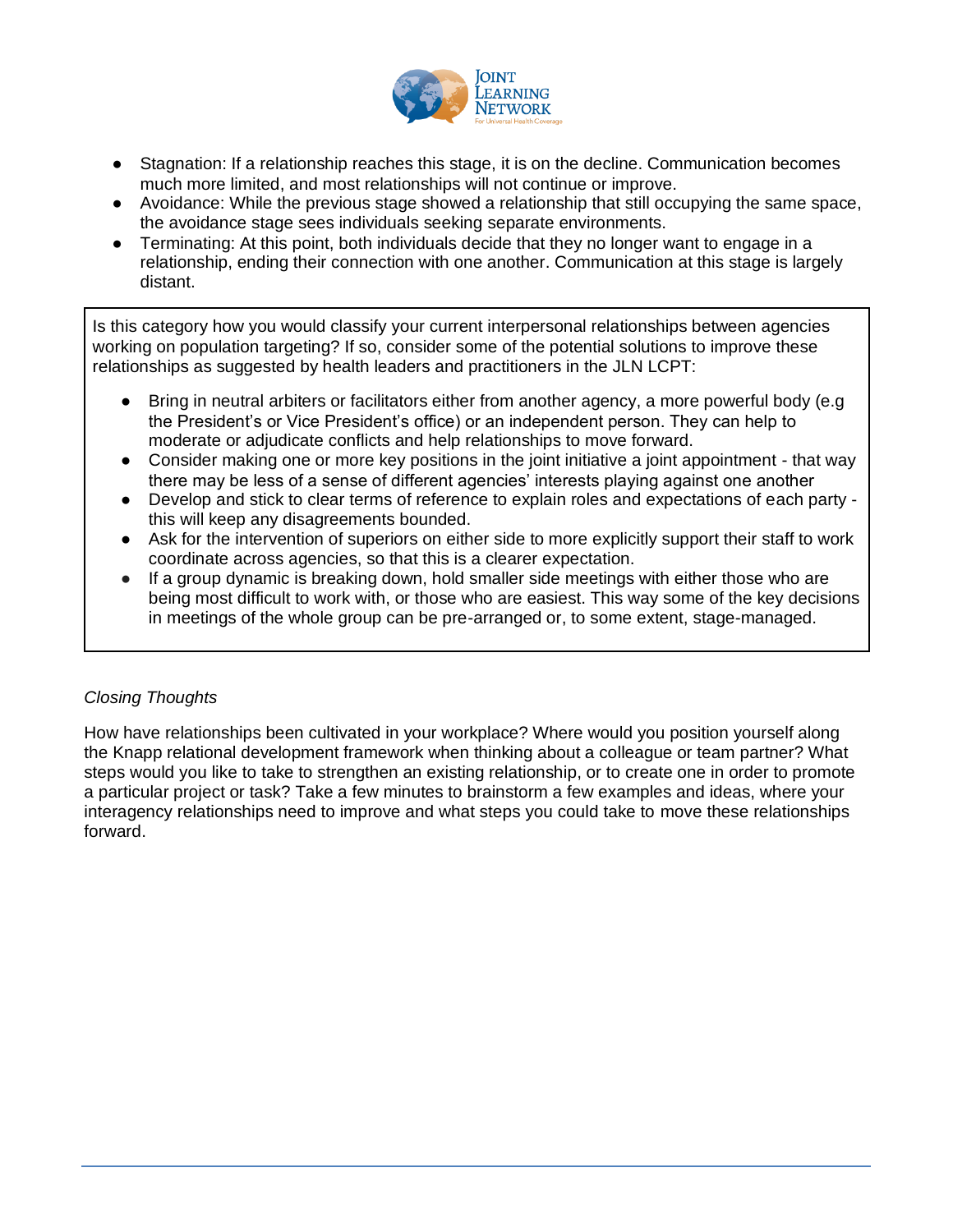- Stagnation: If a relationship reaches this stage, it is on the decline. Communication becomes much more limited, and most relationships will not continue or improve.
- Avoidance: While the previous stage showed a relationship that still occupying the same space, the avoidance stage sees individuals seeking separate environments.
- Terminating: At this point, both individuals decide that they no longer want to engage in a relationship, ending their connection with one another. Communication at this stage is largely distant.

> Is this category how you would classify your current interpersonal relationships between agencies working on population targeting? If so, consider some of the potential solutions to improve these relationships as suggested by health leaders and practitioners in the JLN LCPT:
>
> - Bring in neutral arbiters or facilitators either from another agency, a more powerful body (e.g the President's or Vice President's office) or an independent person. They can help to moderate or adjudicate conflicts and help relationships to move forward.
> - Consider making one or more key positions in the joint initiative a joint appointment - that way there may be less of a sense of different agencies' interests playing against one another
> - Develop and stick to clear terms of reference to explain roles and expectations of each party - this will keep any disagreements bounded.
> - Ask for the intervention of superiors on either side to more explicitly support their staff to work coordinate across agencies, so that this is a clearer expectation.
> - If a group dynamic is breaking down, hold smaller side meetings with either those who are being most difficult to work with, or those who are easiest. This way some of the key decisions in meetings of the whole group can be pre-arranged or, to some extent, stage-managed.

*Closing Thoughts*

How have relationships been cultivated in your workplace? Where would you position yourself along the Knapp relational development framework when thinking about a colleague or team partner? What steps would you like to take to strengthen an existing relationship, or to create one in order to promote a particular project or task? Take a few minutes to brainstorm a few examples and ideas, where your interagency relationships need to improve and what steps you could take to move these relationships forward.